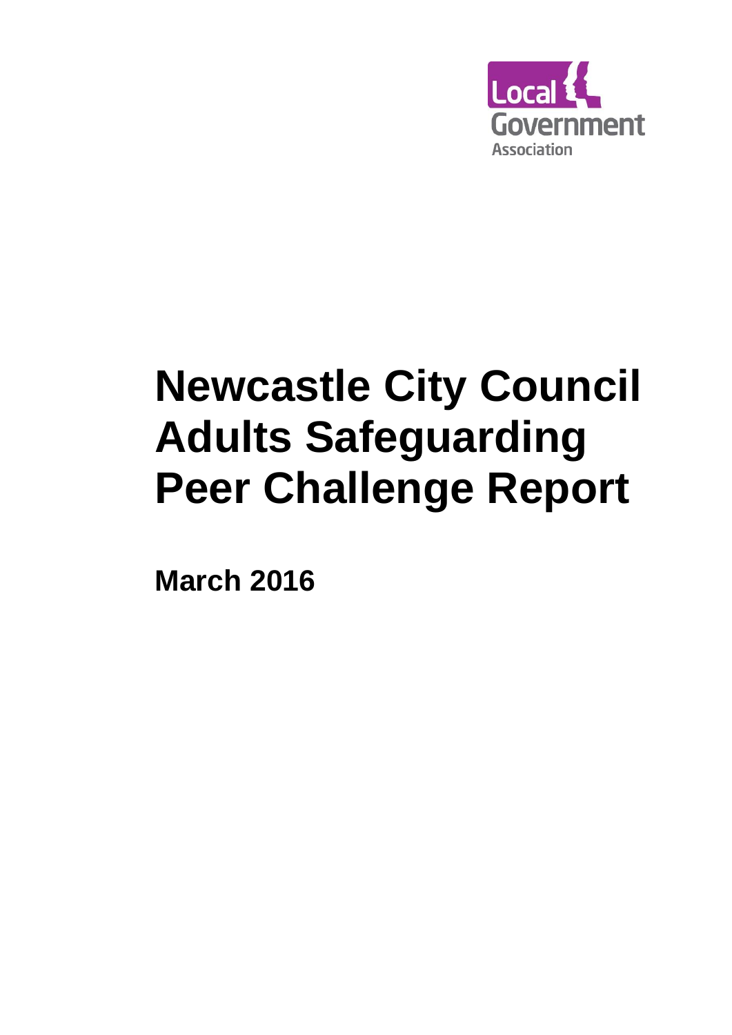Local Government Association

# Newcastle City Council Adults Safeguarding Peer Challenge Report

**March 2016**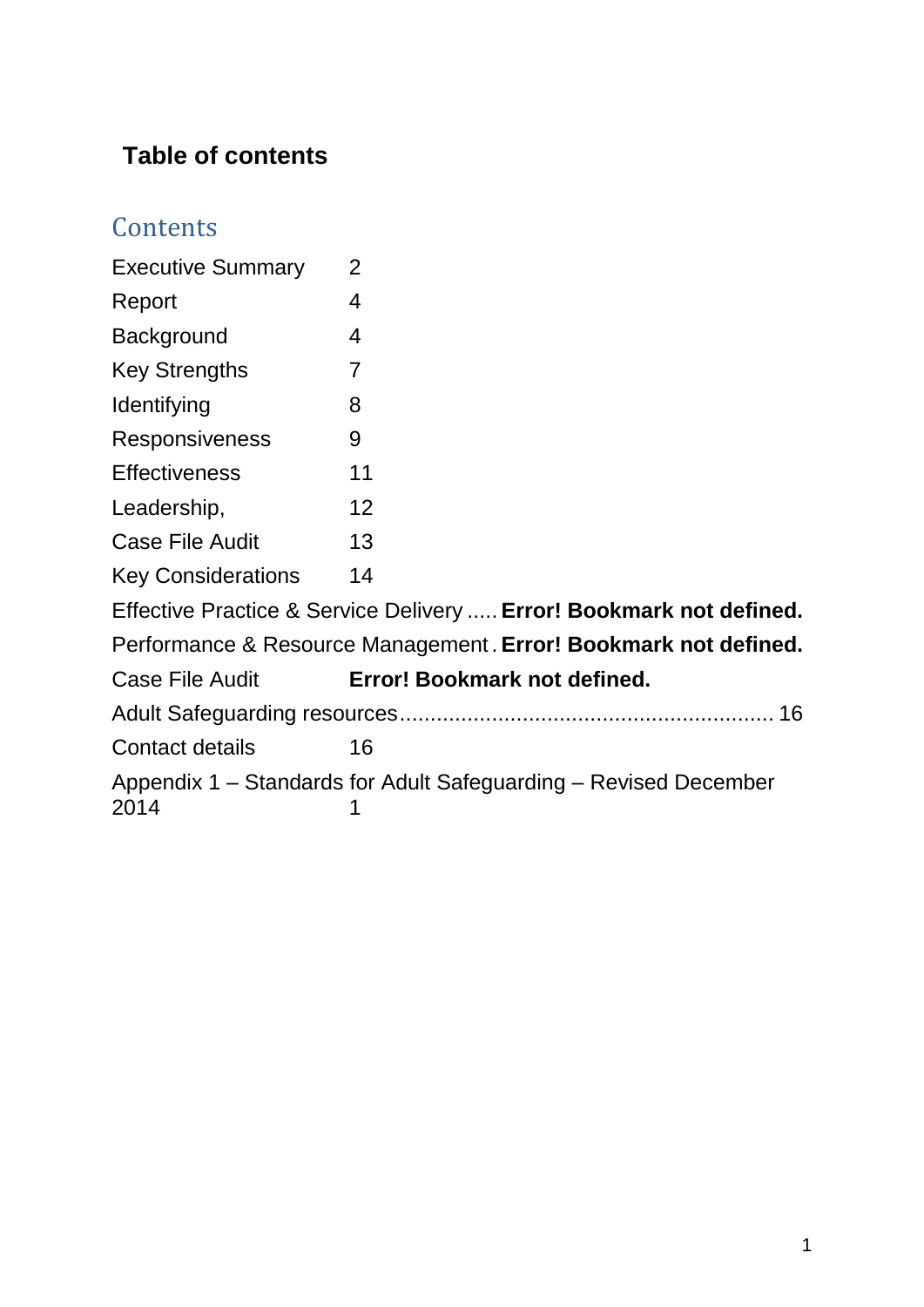**Table of contents**

## Contents

Executive Summary 2

Report 4

Background 4

Key Strengths 7

Identifying 8

Responsiveness 9

Effectiveness 11

Leadership, 12

Case File Audit 13

Key Considerations 14

Effective Practice & Service Delivery ..... **Error! Bookmark not defined.**

Performance & Resource Management . **Error! Bookmark not defined.**

Case File Audit **Error! Bookmark not defined.**

Adult Safeguarding resources ............................................................ 16

Contact details 16

Appendix 1 – Standards for Adult Safeguarding – Revised December 2014 1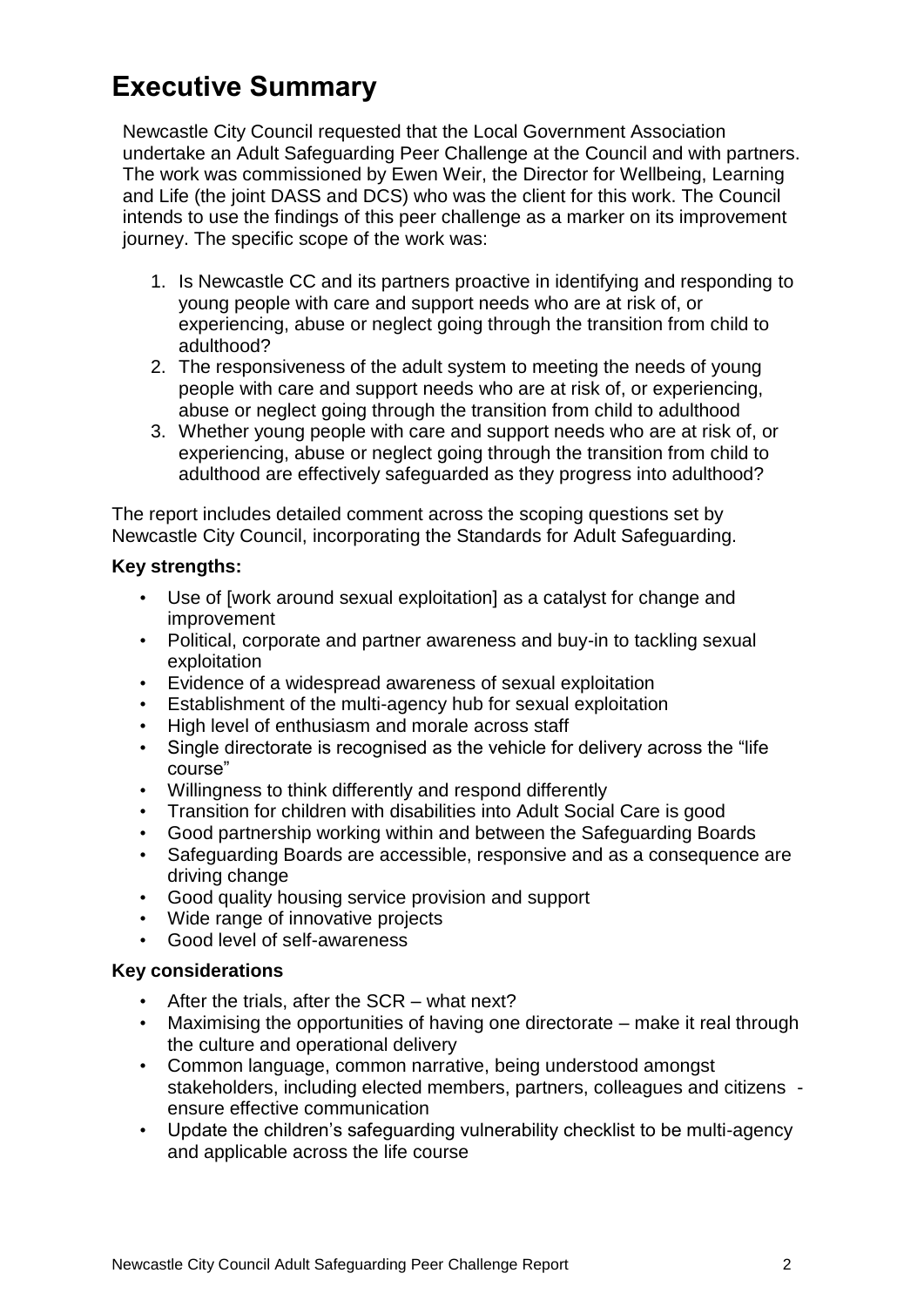# Executive Summary

Newcastle City Council requested that the Local Government Association undertake an Adult Safeguarding Peer Challenge at the Council and with partners. The work was commissioned by Ewen Weir, the Director for Wellbeing, Learning and Life (the joint DASS and DCS) who was the client for this work. The Council intends to use the findings of this peer challenge as a marker on its improvement journey. The specific scope of the work was:

1. Is Newcastle CC and its partners proactive in identifying and responding to young people with care and support needs who are at risk of, or experiencing, abuse or neglect going through the transition from child to adulthood?
2. The responsiveness of the adult system to meeting the needs of young people with care and support needs who are at risk of, or experiencing, abuse or neglect going through the transition from child to adulthood
3. Whether young people with care and support needs who are at risk of, or experiencing, abuse or neglect going through the transition from child to adulthood are effectively safeguarded as they progress into adulthood?

The report includes detailed comment across the scoping questions set by Newcastle City Council, incorporating the Standards for Adult Safeguarding.

**Key strengths:**

- Use of [work around sexual exploitation] as a catalyst for change and improvement
- Political, corporate and partner awareness and buy-in to tackling sexual exploitation
- Evidence of a widespread awareness of sexual exploitation
- Establishment of the multi-agency hub for sexual exploitation
- High level of enthusiasm and morale across staff
- Single directorate is recognised as the vehicle for delivery across the "life course"
- Willingness to think differently and respond differently
- Transition for children with disabilities into Adult Social Care is good
- Good partnership working within and between the Safeguarding Boards
- Safeguarding Boards are accessible, responsive and as a consequence are driving change
- Good quality housing service provision and support
- Wide range of innovative projects
- Good level of self-awareness

**Key considerations**

- After the trials, after the SCR – what next?
- Maximising the opportunities of having one directorate – make it real through the culture and operational delivery
- Common language, common narrative, being understood amongst stakeholders, including elected members, partners, colleagues and citizens - ensure effective communication
- Update the children's safeguarding vulnerability checklist to be multi-agency and applicable across the life course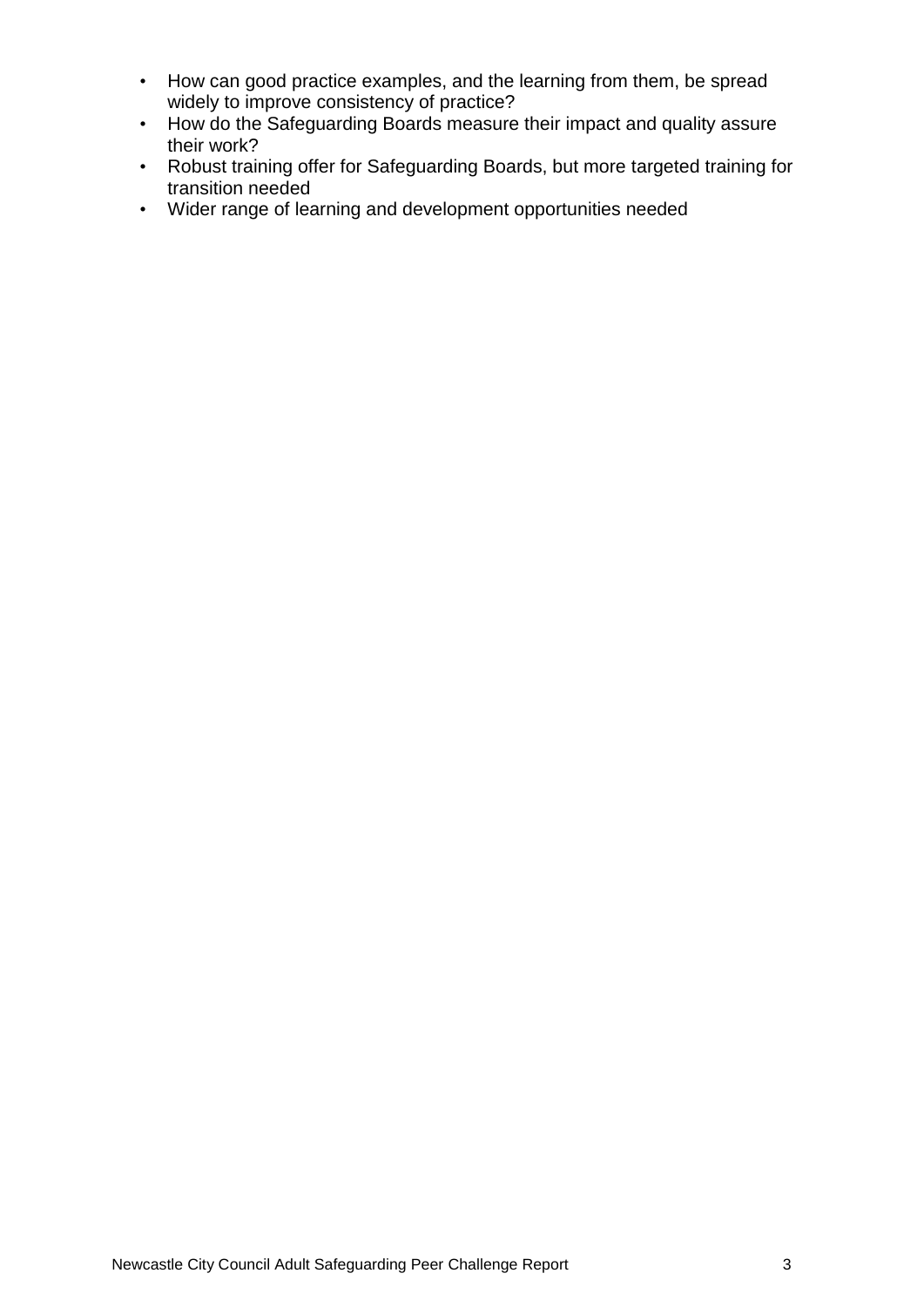- How can good practice examples, and the learning from them, be spread widely to improve consistency of practice?
- How do the Safeguarding Boards measure their impact and quality assure their work?
- Robust training offer for Safeguarding Boards, but more targeted training for transition needed
- Wider range of learning and development opportunities needed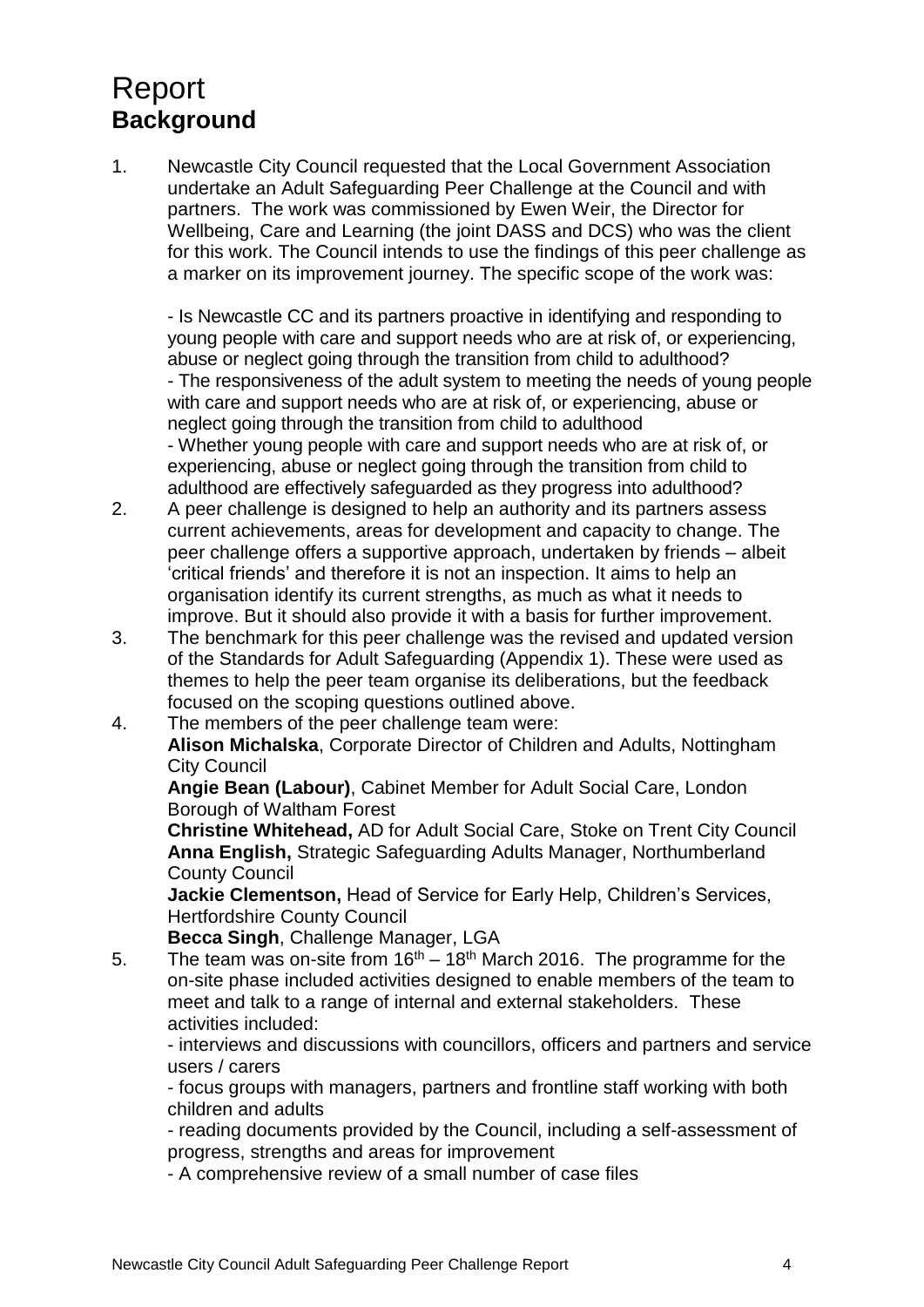# Report

## Background

1. Newcastle City Council requested that the Local Government Association undertake an Adult Safeguarding Peer Challenge at the Council and with partners. The work was commissioned by Ewen Weir, the Director for Wellbeing, Care and Learning (the joint DASS and DCS) who was the client for this work. The Council intends to use the findings of this peer challenge as a marker on its improvement journey. The specific scope of the work was:

   - Is Newcastle CC and its partners proactive in identifying and responding to young people with care and support needs who are at risk of, or experiencing, abuse or neglect going through the transition from child to adulthood?
   - The responsiveness of the adult system to meeting the needs of young people with care and support needs who are at risk of, or experiencing, abuse or neglect going through the transition from child to adulthood
   - Whether young people with care and support needs who are at risk of, or experiencing, abuse or neglect going through the transition from child to adulthood are effectively safeguarded as they progress into adulthood?

2. A peer challenge is designed to help an authority and its partners assess current achievements, areas for development and capacity to change. The peer challenge offers a supportive approach, undertaken by friends – albeit 'critical friends' and therefore it is not an inspection. It aims to help an organisation identify its current strengths, as much as what it needs to improve. But it should also provide it with a basis for further improvement.

3. The benchmark for this peer challenge was the revised and updated version of the Standards for Adult Safeguarding (Appendix 1). These were used as themes to help the peer team organise its deliberations, but the feedback focused on the scoping questions outlined above.

4. The members of the peer challenge team were:

   **Alison Michalska**, Corporate Director of Children and Adults, Nottingham City Council

   **Angie Bean (Labour)**, Cabinet Member for Adult Social Care, London Borough of Waltham Forest

   **Christine Whitehead,** AD for Adult Social Care, Stoke on Trent City Council

   **Anna English,** Strategic Safeguarding Adults Manager, Northumberland County Council

   **Jackie Clementson,** Head of Service for Early Help, Children's Services, Hertfordshire County Council

   **Becca Singh**, Challenge Manager, LGA

5. The team was on-site from 16th – 18th March 2016. The programme for the on-site phase included activities designed to enable members of the team to meet and talk to a range of internal and external stakeholders. These activities included:

   - interviews and discussions with councillors, officers and partners and service users / carers
   - focus groups with managers, partners and frontline staff working with both children and adults
   - reading documents provided by the Council, including a self-assessment of progress, strengths and areas for improvement
   - A comprehensive review of a small number of case files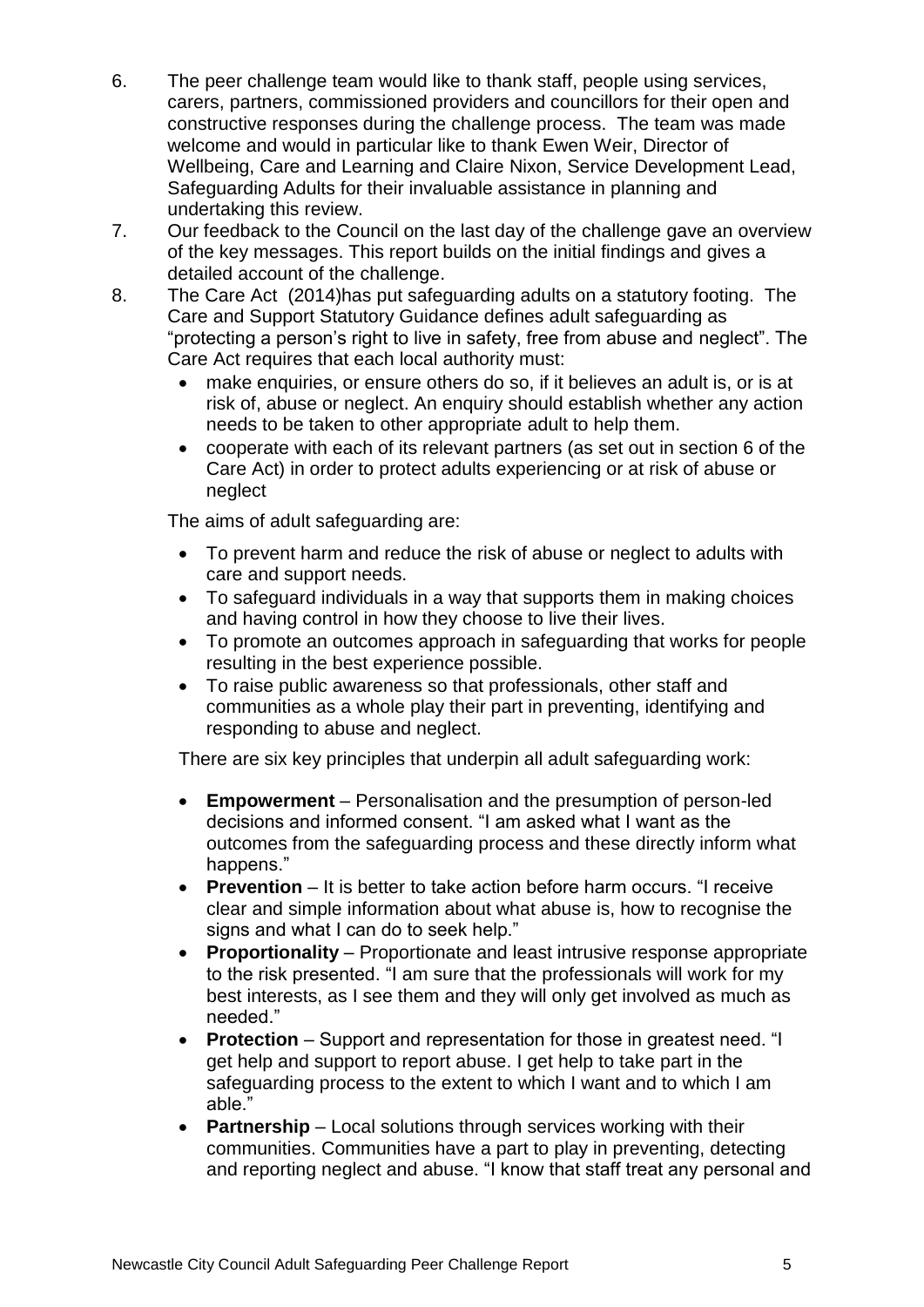6. The peer challenge team would like to thank staff, people using services, carers, partners, commissioned providers and councillors for their open and constructive responses during the challenge process. The team was made welcome and would in particular like to thank Ewen Weir, Director of Wellbeing, Care and Learning and Claire Nixon, Service Development Lead, Safeguarding Adults for their invaluable assistance in planning and undertaking this review.
7. Our feedback to the Council on the last day of the challenge gave an overview of the key messages. This report builds on the initial findings and gives a detailed account of the challenge.
8. The Care Act (2014)has put safeguarding adults on a statutory footing. The Care and Support Statutory Guidance defines adult safeguarding as "protecting a person's right to live in safety, free from abuse and neglect". The Care Act requires that each local authority must:
   - make enquiries, or ensure others do so, if it believes an adult is, or is at risk of, abuse or neglect. An enquiry should establish whether any action needs to be taken to other appropriate adult to help them.
   - cooperate with each of its relevant partners (as set out in section 6 of the Care Act) in order to protect adults experiencing or at risk of abuse or neglect

   The aims of adult safeguarding are:

   - To prevent harm and reduce the risk of abuse or neglect to adults with care and support needs.
   - To safeguard individuals in a way that supports them in making choices and having control in how they choose to live their lives.
   - To promote an outcomes approach in safeguarding that works for people resulting in the best experience possible.
   - To raise public awareness so that professionals, other staff and communities as a whole play their part in preventing, identifying and responding to abuse and neglect.

   There are six key principles that underpin all adult safeguarding work:

   - **Empowerment** – Personalisation and the presumption of person-led decisions and informed consent. "I am asked what I want as the outcomes from the safeguarding process and these directly inform what happens."
   - **Prevention** – It is better to take action before harm occurs. "I receive clear and simple information about what abuse is, how to recognise the signs and what I can do to seek help."
   - **Proportionality** – Proportionate and least intrusive response appropriate to the risk presented. "I am sure that the professionals will work for my best interests, as I see them and they will only get involved as much as needed."
   - **Protection** – Support and representation for those in greatest need. "I get help and support to report abuse. I get help to take part in the safeguarding process to the extent to which I want and to which I am able."
   - **Partnership** – Local solutions through services working with their communities. Communities have a part to play in preventing, detecting and reporting neglect and abuse. "I know that staff treat any personal and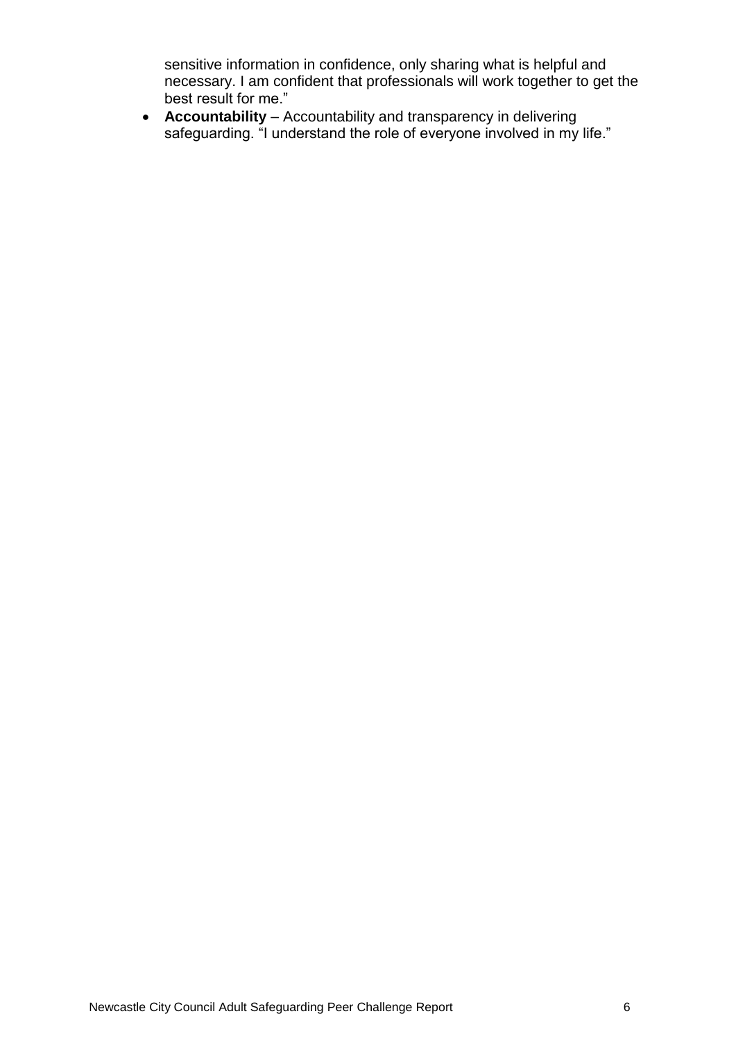sensitive information in confidence, only sharing what is helpful and necessary. I am confident that professionals will work together to get the best result for me."

- **Accountability** – Accountability and transparency in delivering safeguarding. "I understand the role of everyone involved in my life."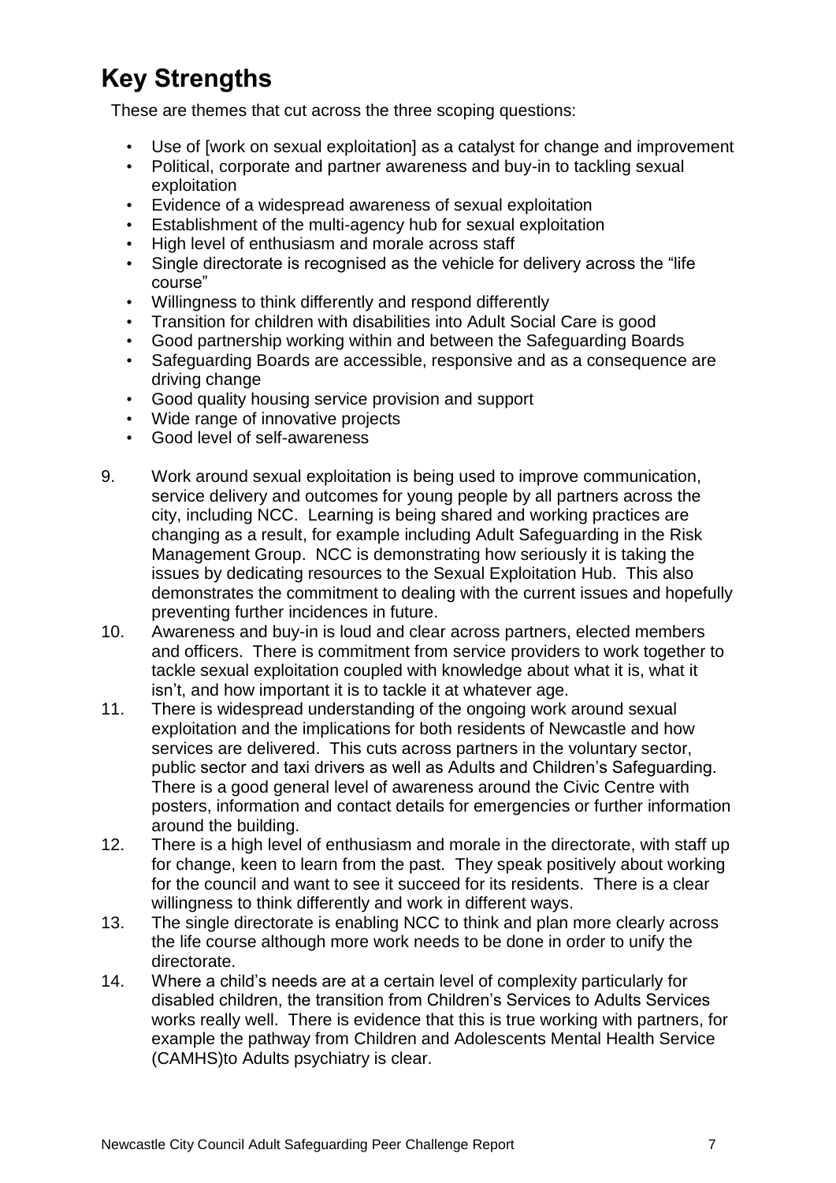## Key Strengths

These are themes that cut across the three scoping questions:

- Use of [work on sexual exploitation] as a catalyst for change and improvement
- Political, corporate and partner awareness and buy-in to tackling sexual exploitation
- Evidence of a widespread awareness of sexual exploitation
- Establishment of the multi-agency hub for sexual exploitation
- High level of enthusiasm and morale across staff
- Single directorate is recognised as the vehicle for delivery across the "life course"
- Willingness to think differently and respond differently
- Transition for children with disabilities into Adult Social Care is good
- Good partnership working within and between the Safeguarding Boards
- Safeguarding Boards are accessible, responsive and as a consequence are driving change
- Good quality housing service provision and support
- Wide range of innovative projects
- Good level of self-awareness

9. Work around sexual exploitation is being used to improve communication, service delivery and outcomes for young people by all partners across the city, including NCC. Learning is being shared and working practices are changing as a result, for example including Adult Safeguarding in the Risk Management Group. NCC is demonstrating how seriously it is taking the issues by dedicating resources to the Sexual Exploitation Hub. This also demonstrates the commitment to dealing with the current issues and hopefully preventing further incidences in future.
10. Awareness and buy-in is loud and clear across partners, elected members and officers. There is commitment from service providers to work together to tackle sexual exploitation coupled with knowledge about what it is, what it isn't, and how important it is to tackle it at whatever age.
11. There is widespread understanding of the ongoing work around sexual exploitation and the implications for both residents of Newcastle and how services are delivered. This cuts across partners in the voluntary sector, public sector and taxi drivers as well as Adults and Children's Safeguarding. There is a good general level of awareness around the Civic Centre with posters, information and contact details for emergencies or further information around the building.
12. There is a high level of enthusiasm and morale in the directorate, with staff up for change, keen to learn from the past. They speak positively about working for the council and want to see it succeed for its residents. There is a clear willingness to think differently and work in different ways.
13. The single directorate is enabling NCC to think and plan more clearly across the life course although more work needs to be done in order to unify the directorate.
14. Where a child's needs are at a certain level of complexity particularly for disabled children, the transition from Children's Services to Adults Services works really well. There is evidence that this is true working with partners, for example the pathway from Children and Adolescents Mental Health Service (CAMHS)to Adults psychiatry is clear.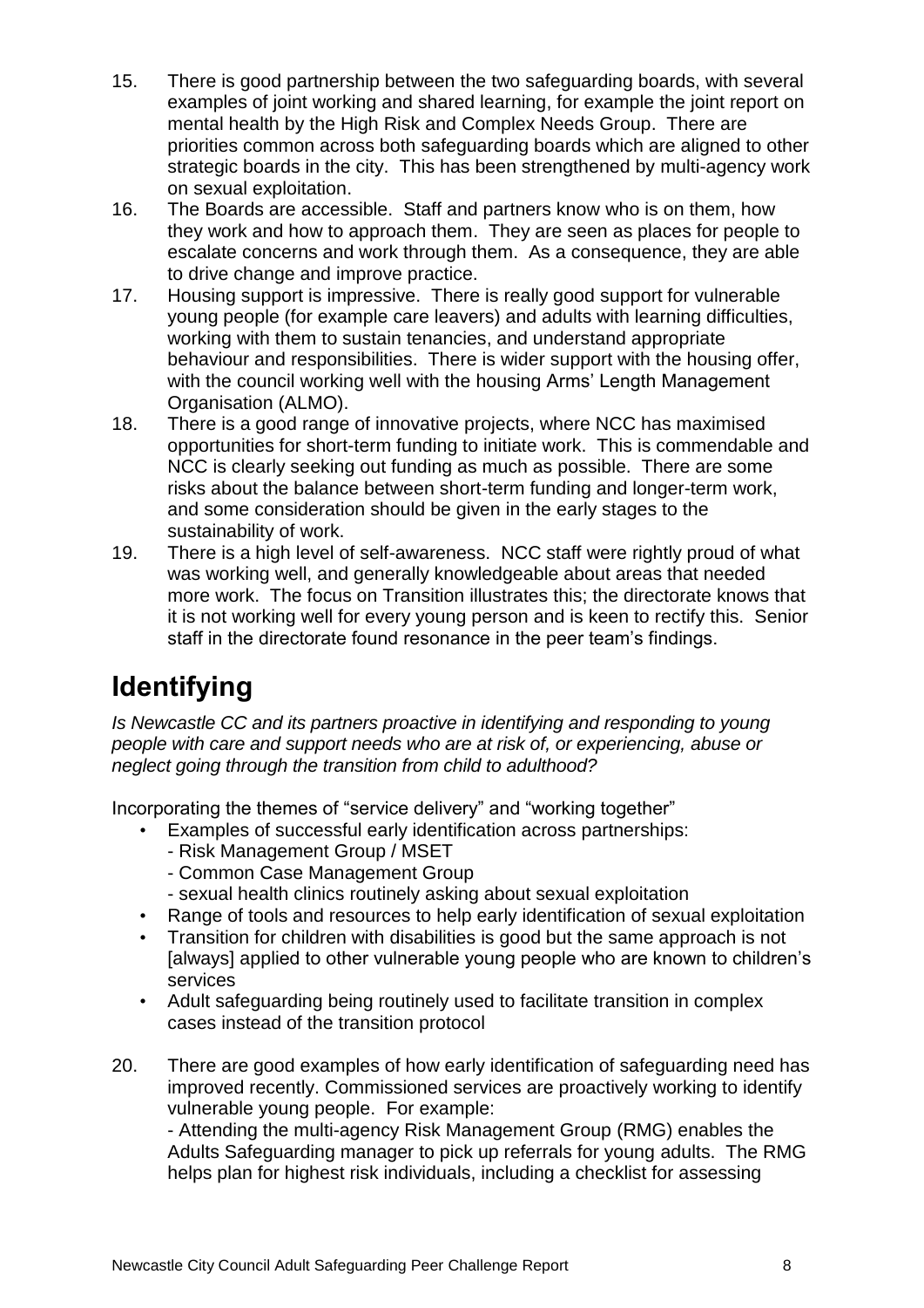15. There is good partnership between the two safeguarding boards, with several examples of joint working and shared learning, for example the joint report on mental health by the High Risk and Complex Needs Group. There are priorities common across both safeguarding boards which are aligned to other strategic boards in the city. This has been strengthened by multi-agency work on sexual exploitation.
16. The Boards are accessible. Staff and partners know who is on them, how they work and how to approach them. They are seen as places for people to escalate concerns and work through them. As a consequence, they are able to drive change and improve practice.
17. Housing support is impressive. There is really good support for vulnerable young people (for example care leavers) and adults with learning difficulties, working with them to sustain tenancies, and understand appropriate behaviour and responsibilities. There is wider support with the housing offer, with the council working well with the housing Arms' Length Management Organisation (ALMO).
18. There is a good range of innovative projects, where NCC has maximised opportunities for short-term funding to initiate work. This is commendable and NCC is clearly seeking out funding as much as possible. There are some risks about the balance between short-term funding and longer-term work, and some consideration should be given in the early stages to the sustainability of work.
19. There is a high level of self-awareness. NCC staff were rightly proud of what was working well, and generally knowledgeable about areas that needed more work. The focus on Transition illustrates this; the directorate knows that it is not working well for every young person and is keen to rectify this. Senior staff in the directorate found resonance in the peer team's findings.

# Identifying

*Is Newcastle CC and its partners proactive in identifying and responding to young people with care and support needs who are at risk of, or experiencing, abuse or neglect going through the transition from child to adulthood?*

Incorporating the themes of "service delivery" and "working together"

- Examples of successful early identification across partnerships:
  - Risk Management Group / MSET
  - Common Case Management Group
  - sexual health clinics routinely asking about sexual exploitation
- Range of tools and resources to help early identification of sexual exploitation
- Transition for children with disabilities is good but the same approach is not [always] applied to other vulnerable young people who are known to children's services
- Adult safeguarding being routinely used to facilitate transition in complex cases instead of the transition protocol

20. There are good examples of how early identification of safeguarding need has improved recently. Commissioned services are proactively working to identify vulnerable young people. For example:

    - Attending the multi-agency Risk Management Group (RMG) enables the Adults Safeguarding manager to pick up referrals for young adults. The RMG helps plan for highest risk individuals, including a checklist for assessing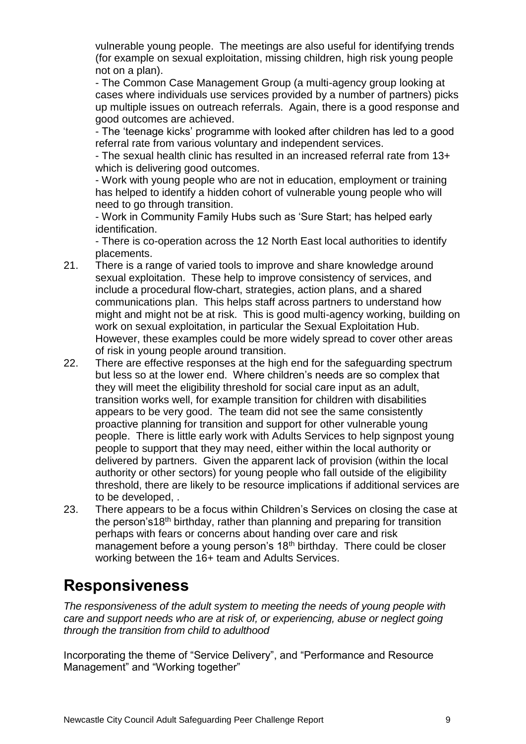vulnerable young people. The meetings are also useful for identifying trends (for example on sexual exploitation, missing children, high risk young people not on a plan).

- The Common Case Management Group (a multi-agency group looking at cases where individuals use services provided by a number of partners) picks up multiple issues on outreach referrals. Again, there is a good response and good outcomes are achieved.
- The 'teenage kicks' programme with looked after children has led to a good referral rate from various voluntary and independent services.
- The sexual health clinic has resulted in an increased referral rate from 13+ which is delivering good outcomes.
- Work with young people who are not in education, employment or training has helped to identify a hidden cohort of vulnerable young people who will need to go through transition.
- Work in Community Family Hubs such as 'Sure Start; has helped early identification.
- There is co-operation across the 12 North East local authorities to identify placements.

21. There is a range of varied tools to improve and share knowledge around sexual exploitation. These help to improve consistency of services, and include a procedural flow-chart, strategies, action plans, and a shared communications plan. This helps staff across partners to understand how might and might not be at risk. This is good multi-agency working, building on work on sexual exploitation, in particular the Sexual Exploitation Hub. However, these examples could be more widely spread to cover other areas of risk in young people around transition.

22. There are effective responses at the high end for the safeguarding spectrum but less so at the lower end. Where children's needs are so complex that they will meet the eligibility threshold for social care input as an adult, transition works well, for example transition for children with disabilities appears to be very good. The team did not see the same consistently proactive planning for transition and support for other vulnerable young people. There is little early work with Adults Services to help signpost young people to support that they may need, either within the local authority or delivered by partners. Given the apparent lack of provision (within the local authority or other sectors) for young people who fall outside of the eligibility threshold, there are likely to be resource implications if additional services are to be developed, .

23. There appears to be a focus within Children's Services on closing the case at the person's18th birthday, rather than planning and preparing for transition perhaps with fears or concerns about handing over care and risk management before a young person's 18th birthday. There could be closer working between the 16+ team and Adults Services.

# Responsiveness

*The responsiveness of the adult system to meeting the needs of young people with care and support needs who are at risk of, or experiencing, abuse or neglect going through the transition from child to adulthood*

Incorporating the theme of "Service Delivery", and "Performance and Resource Management" and "Working together"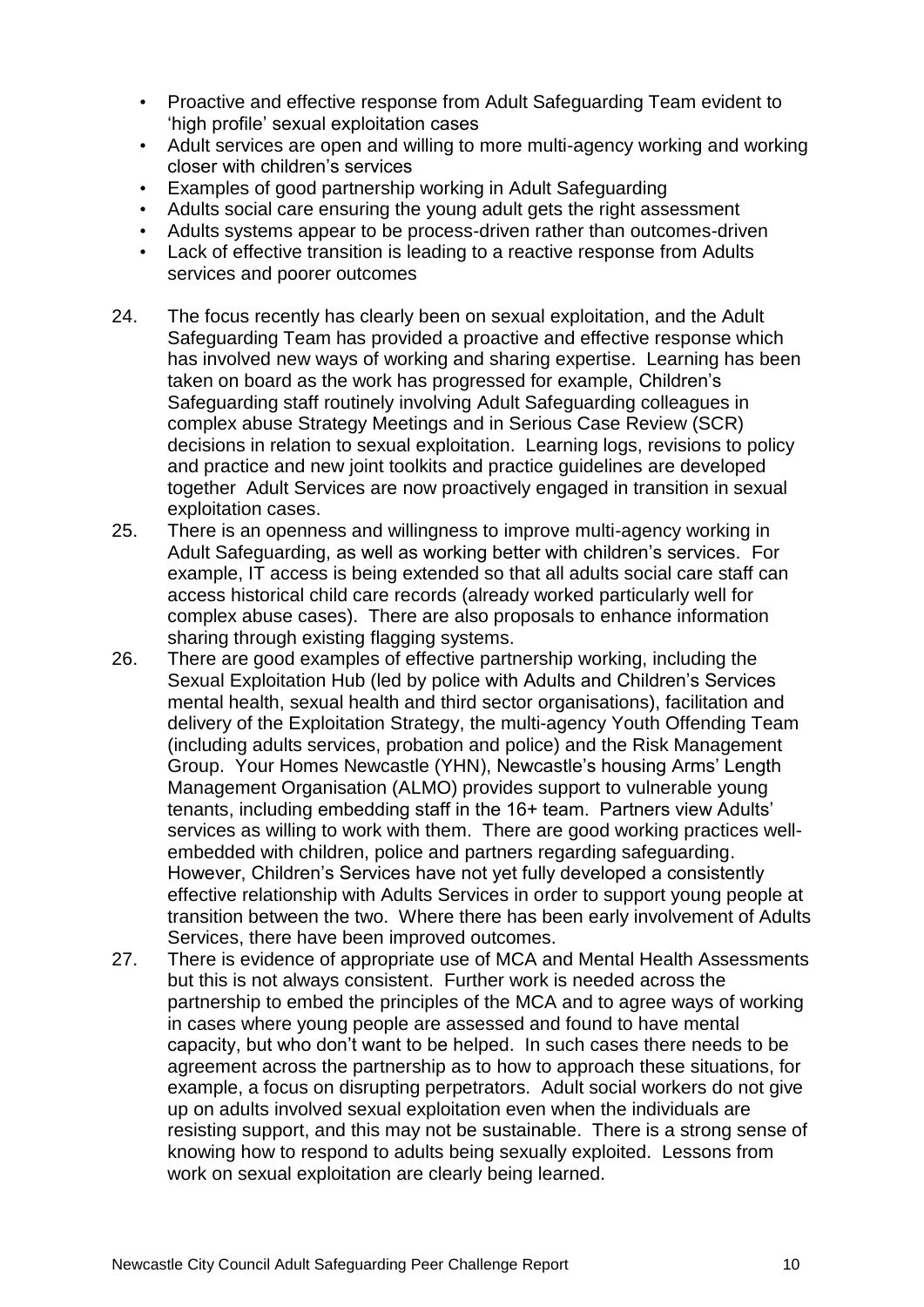- Proactive and effective response from Adult Safeguarding Team evident to 'high profile' sexual exploitation cases
- Adult services are open and willing to more multi-agency working and working closer with children's services
- Examples of good partnership working in Adult Safeguarding
- Adults social care ensuring the young adult gets the right assessment
- Adults systems appear to be process-driven rather than outcomes-driven
- Lack of effective transition is leading to a reactive response from Adults services and poorer outcomes

24. The focus recently has clearly been on sexual exploitation, and the Adult Safeguarding Team has provided a proactive and effective response which has involved new ways of working and sharing expertise. Learning has been taken on board as the work has progressed for example, Children's Safeguarding staff routinely involving Adult Safeguarding colleagues in complex abuse Strategy Meetings and in Serious Case Review (SCR) decisions in relation to sexual exploitation. Learning logs, revisions to policy and practice and new joint toolkits and practice guidelines are developed together Adult Services are now proactively engaged in transition in sexual exploitation cases.

25. There is an openness and willingness to improve multi-agency working in Adult Safeguarding, as well as working better with children's services. For example, IT access is being extended so that all adults social care staff can access historical child care records (already worked particularly well for complex abuse cases). There are also proposals to enhance information sharing through existing flagging systems.

26. There are good examples of effective partnership working, including the Sexual Exploitation Hub (led by police with Adults and Children's Services mental health, sexual health and third sector organisations), facilitation and delivery of the Exploitation Strategy, the multi-agency Youth Offending Team (including adults services, probation and police) and the Risk Management Group. Your Homes Newcastle (YHN), Newcastle's housing Arms' Length Management Organisation (ALMO) provides support to vulnerable young tenants, including embedding staff in the 16+ team. Partners view Adults' services as willing to work with them. There are good working practices well-embedded with children, police and partners regarding safeguarding. However, Children's Services have not yet fully developed a consistently effective relationship with Adults Services in order to support young people at transition between the two. Where there has been early involvement of Adults Services, there have been improved outcomes.

27. There is evidence of appropriate use of MCA and Mental Health Assessments but this is not always consistent. Further work is needed across the partnership to embed the principles of the MCA and to agree ways of working in cases where young people are assessed and found to have mental capacity, but who don't want to be helped. In such cases there needs to be agreement across the partnership as to how to approach these situations, for example, a focus on disrupting perpetrators. Adult social workers do not give up on adults involved sexual exploitation even when the individuals are resisting support, and this may not be sustainable. There is a strong sense of knowing how to respond to adults being sexually exploited. Lessons from work on sexual exploitation are clearly being learned.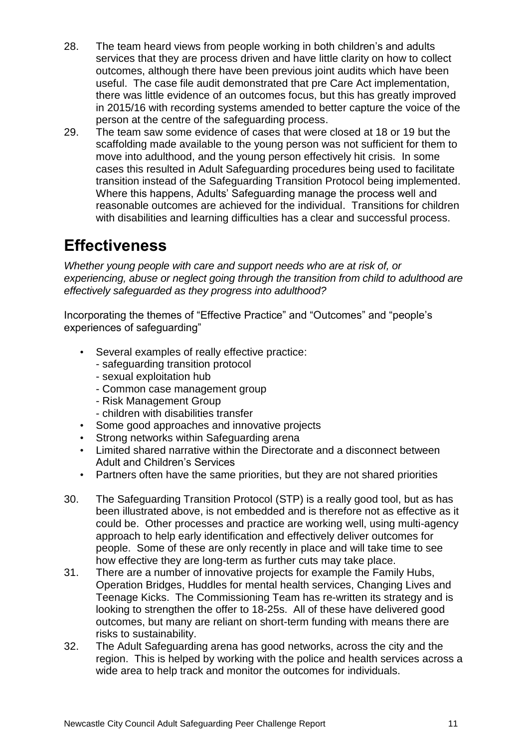28. The team heard views from people working in both children's and adults services that they are process driven and have little clarity on how to collect outcomes, although there have been previous joint audits which have been useful. The case file audit demonstrated that pre Care Act implementation, there was little evidence of an outcomes focus, but this has greatly improved in 2015/16 with recording systems amended to better capture the voice of the person at the centre of the safeguarding process.

29. The team saw some evidence of cases that were closed at 18 or 19 but the scaffolding made available to the young person was not sufficient for them to move into adulthood, and the young person effectively hit crisis. In some cases this resulted in Adult Safeguarding procedures being used to facilitate transition instead of the Safeguarding Transition Protocol being implemented. Where this happens, Adults' Safeguarding manage the process well and reasonable outcomes are achieved for the individual. Transitions for children with disabilities and learning difficulties has a clear and successful process.

# Effectiveness

*Whether young people with care and support needs who are at risk of, or experiencing, abuse or neglect going through the transition from child to adulthood are effectively safeguarded as they progress into adulthood?*

Incorporating the themes of "Effective Practice" and "Outcomes" and "people's experiences of safeguarding"

- Several examples of really effective practice:
  - safeguarding transition protocol
  - sexual exploitation hub
  - Common case management group
  - Risk Management Group
  - children with disabilities transfer
- Some good approaches and innovative projects
- Strong networks within Safeguarding arena
- Limited shared narrative within the Directorate and a disconnect between Adult and Children's Services
- Partners often have the same priorities, but they are not shared priorities

30. The Safeguarding Transition Protocol (STP) is a really good tool, but as has been illustrated above, is not embedded and is therefore not as effective as it could be. Other processes and practice are working well, using multi-agency approach to help early identification and effectively deliver outcomes for people. Some of these are only recently in place and will take time to see how effective they are long-term as further cuts may take place.

31. There are a number of innovative projects for example the Family Hubs, Operation Bridges, Huddles for mental health services, Changing Lives and Teenage Kicks. The Commissioning Team has re-written its strategy and is looking to strengthen the offer to 18-25s. All of these have delivered good outcomes, but many are reliant on short-term funding with means there are risks to sustainability.

32. The Adult Safeguarding arena has good networks, across the city and the region. This is helped by working with the police and health services across a wide area to help track and monitor the outcomes for individuals.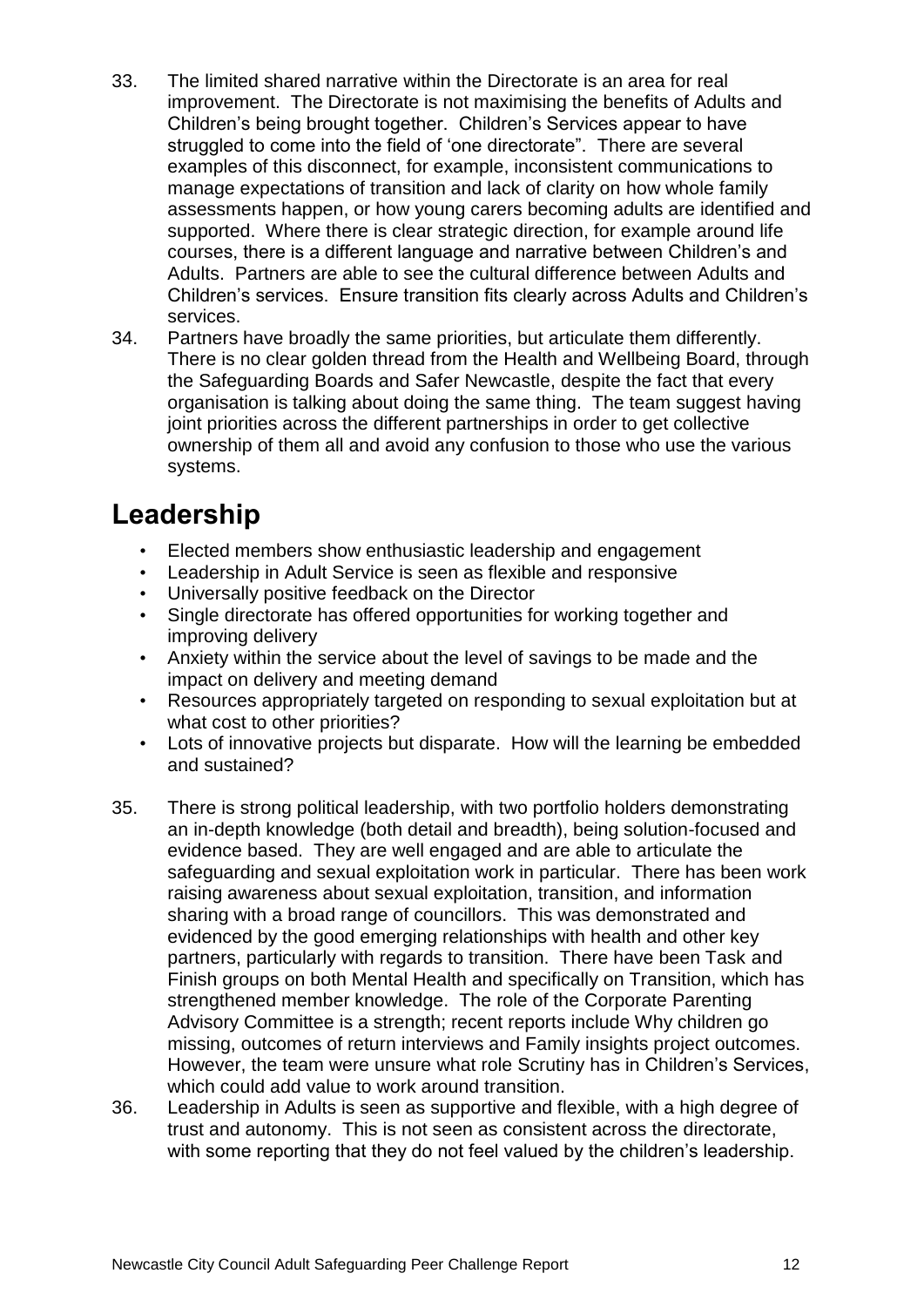33. The limited shared narrative within the Directorate is an area for real improvement. The Directorate is not maximising the benefits of Adults and Children's being brought together. Children's Services appear to have struggled to come into the field of 'one directorate". There are several examples of this disconnect, for example, inconsistent communications to manage expectations of transition and lack of clarity on how whole family assessments happen, or how young carers becoming adults are identified and supported. Where there is clear strategic direction, for example around life courses, there is a different language and narrative between Children's and Adults. Partners are able to see the cultural difference between Adults and Children's services. Ensure transition fits clearly across Adults and Children's services.

34. Partners have broadly the same priorities, but articulate them differently. There is no clear golden thread from the Health and Wellbeing Board, through the Safeguarding Boards and Safer Newcastle, despite the fact that every organisation is talking about doing the same thing. The team suggest having joint priorities across the different partnerships in order to get collective ownership of them all and avoid any confusion to those who use the various systems.

## Leadership

- Elected members show enthusiastic leadership and engagement
- Leadership in Adult Service is seen as flexible and responsive
- Universally positive feedback on the Director
- Single directorate has offered opportunities for working together and improving delivery
- Anxiety within the service about the level of savings to be made and the impact on delivery and meeting demand
- Resources appropriately targeted on responding to sexual exploitation but at what cost to other priorities?
- Lots of innovative projects but disparate. How will the learning be embedded and sustained?

35. There is strong political leadership, with two portfolio holders demonstrating an in-depth knowledge (both detail and breadth), being solution-focused and evidence based. They are well engaged and are able to articulate the safeguarding and sexual exploitation work in particular. There has been work raising awareness about sexual exploitation, transition, and information sharing with a broad range of councillors. This was demonstrated and evidenced by the good emerging relationships with health and other key partners, particularly with regards to transition. There have been Task and Finish groups on both Mental Health and specifically on Transition, which has strengthened member knowledge. The role of the Corporate Parenting Advisory Committee is a strength; recent reports include Why children go missing, outcomes of return interviews and Family insights project outcomes. However, the team were unsure what role Scrutiny has in Children's Services, which could add value to work around transition.

36. Leadership in Adults is seen as supportive and flexible, with a high degree of trust and autonomy. This is not seen as consistent across the directorate, with some reporting that they do not feel valued by the children's leadership.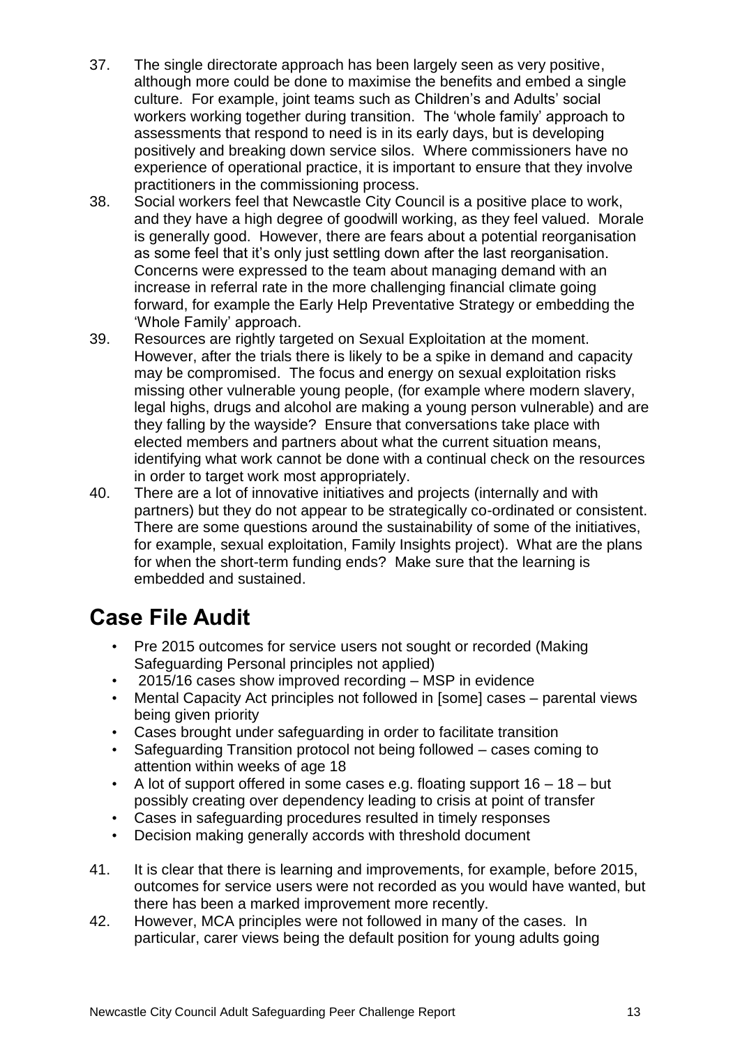37. The single directorate approach has been largely seen as very positive, although more could be done to maximise the benefits and embed a single culture. For example, joint teams such as Children's and Adults' social workers working together during transition. The 'whole family' approach to assessments that respond to need is in its early days, but is developing positively and breaking down service silos. Where commissioners have no experience of operational practice, it is important to ensure that they involve practitioners in the commissioning process.

38. Social workers feel that Newcastle City Council is a positive place to work, and they have a high degree of goodwill working, as they feel valued. Morale is generally good. However, there are fears about a potential reorganisation as some feel that it's only just settling down after the last reorganisation. Concerns were expressed to the team about managing demand with an increase in referral rate in the more challenging financial climate going forward, for example the Early Help Preventative Strategy or embedding the 'Whole Family' approach.

39. Resources are rightly targeted on Sexual Exploitation at the moment. However, after the trials there is likely to be a spike in demand and capacity may be compromised. The focus and energy on sexual exploitation risks missing other vulnerable young people, (for example where modern slavery, legal highs, drugs and alcohol are making a young person vulnerable) and are they falling by the wayside? Ensure that conversations take place with elected members and partners about what the current situation means, identifying what work cannot be done with a continual check on the resources in order to target work most appropriately.

40. There are a lot of innovative initiatives and projects (internally and with partners) but they do not appear to be strategically co-ordinated or consistent. There are some questions around the sustainability of some of the initiatives, for example, sexual exploitation, Family Insights project). What are the plans for when the short-term funding ends? Make sure that the learning is embedded and sustained.

## Case File Audit

- Pre 2015 outcomes for service users not sought or recorded (Making Safeguarding Personal principles not applied)
- 2015/16 cases show improved recording – MSP in evidence
- Mental Capacity Act principles not followed in [some] cases – parental views being given priority
- Cases brought under safeguarding in order to facilitate transition
- Safeguarding Transition protocol not being followed – cases coming to attention within weeks of age 18
- A lot of support offered in some cases e.g. floating support 16 – 18 – but possibly creating over dependency leading to crisis at point of transfer
- Cases in safeguarding procedures resulted in timely responses
- Decision making generally accords with threshold document

41. It is clear that there is learning and improvements, for example, before 2015, outcomes for service users were not recorded as you would have wanted, but there has been a marked improvement more recently.

42. However, MCA principles were not followed in many of the cases. In particular, carer views being the default position for young adults going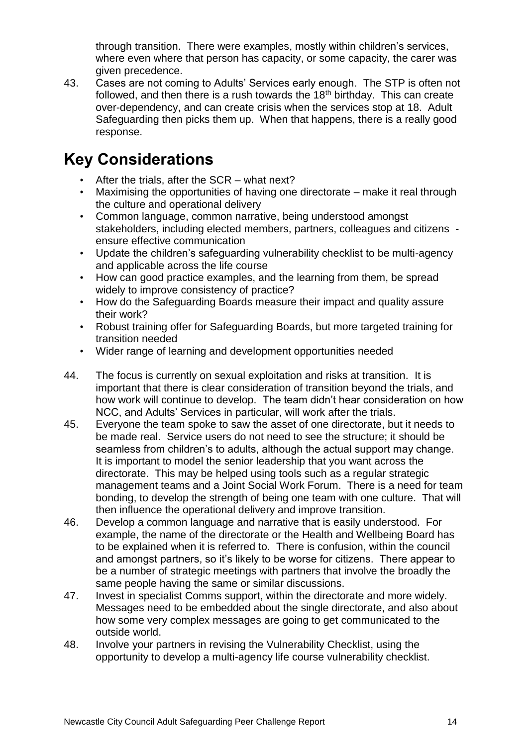through transition. There were examples, mostly within children's services, where even where that person has capacity, or some capacity, the carer was given precedence.

43. Cases are not coming to Adults' Services early enough. The STP is often not followed, and then there is a rush towards the 18th birthday. This can create over-dependency, and can create crisis when the services stop at 18. Adult Safeguarding then picks them up. When that happens, there is a really good response.

## Key Considerations

- After the trials, after the SCR – what next?
- Maximising the opportunities of having one directorate – make it real through the culture and operational delivery
- Common language, common narrative, being understood amongst stakeholders, including elected members, partners, colleagues and citizens - ensure effective communication
- Update the children's safeguarding vulnerability checklist to be multi-agency and applicable across the life course
- How can good practice examples, and the learning from them, be spread widely to improve consistency of practice?
- How do the Safeguarding Boards measure their impact and quality assure their work?
- Robust training offer for Safeguarding Boards, but more targeted training for transition needed
- Wider range of learning and development opportunities needed

44. The focus is currently on sexual exploitation and risks at transition. It is important that there is clear consideration of transition beyond the trials, and how work will continue to develop. The team didn't hear consideration on how NCC, and Adults' Services in particular, will work after the trials.

45. Everyone the team spoke to saw the asset of one directorate, but it needs to be made real. Service users do not need to see the structure; it should be seamless from children's to adults, although the actual support may change. It is important to model the senior leadership that you want across the directorate. This may be helped using tools such as a regular strategic management teams and a Joint Social Work Forum. There is a need for team bonding, to develop the strength of being one team with one culture. That will then influence the operational delivery and improve transition.

46. Develop a common language and narrative that is easily understood. For example, the name of the directorate or the Health and Wellbeing Board has to be explained when it is referred to. There is confusion, within the council and amongst partners, so it's likely to be worse for citizens. There appear to be a number of strategic meetings with partners that involve the broadly the same people having the same or similar discussions.

47. Invest in specialist Comms support, within the directorate and more widely. Messages need to be embedded about the single directorate, and also about how some very complex messages are going to get communicated to the outside world.

48. Involve your partners in revising the Vulnerability Checklist, using the opportunity to develop a multi-agency life course vulnerability checklist.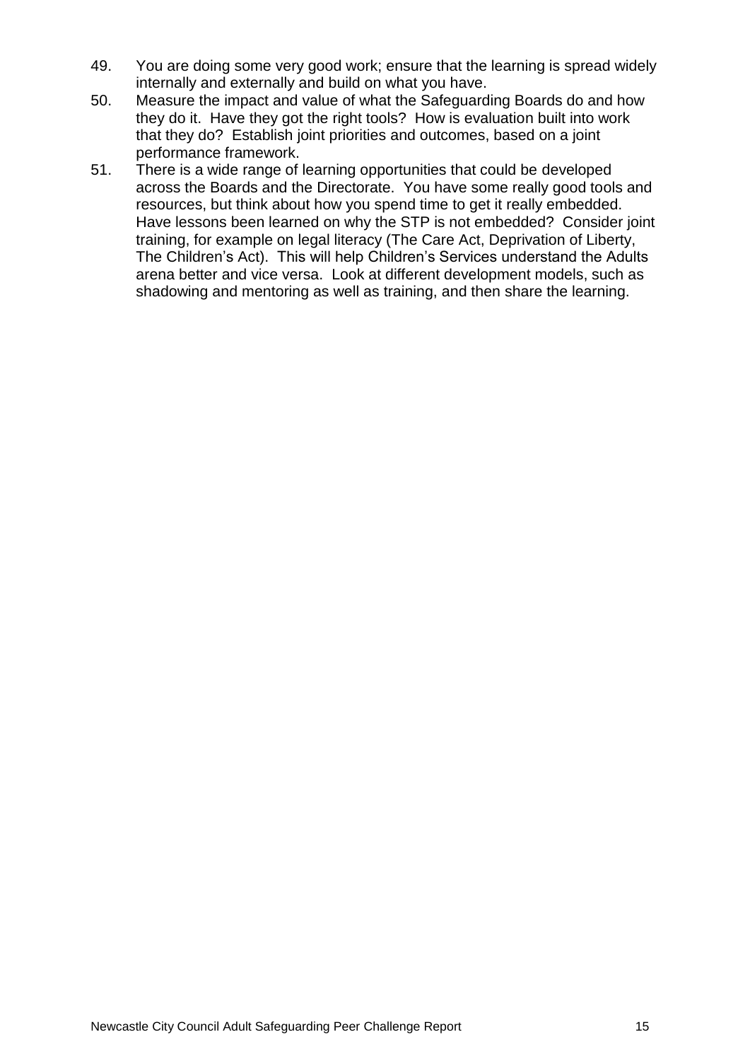49. You are doing some very good work; ensure that the learning is spread widely internally and externally and build on what you have.
50. Measure the impact and value of what the Safeguarding Boards do and how they do it. Have they got the right tools? How is evaluation built into work that they do? Establish joint priorities and outcomes, based on a joint performance framework.
51. There is a wide range of learning opportunities that could be developed across the Boards and the Directorate. You have some really good tools and resources, but think about how you spend time to get it really embedded. Have lessons been learned on why the STP is not embedded? Consider joint training, for example on legal literacy (The Care Act, Deprivation of Liberty, The Children's Act). This will help Children's Services understand the Adults arena better and vice versa. Look at different development models, such as shadowing and mentoring as well as training, and then share the learning.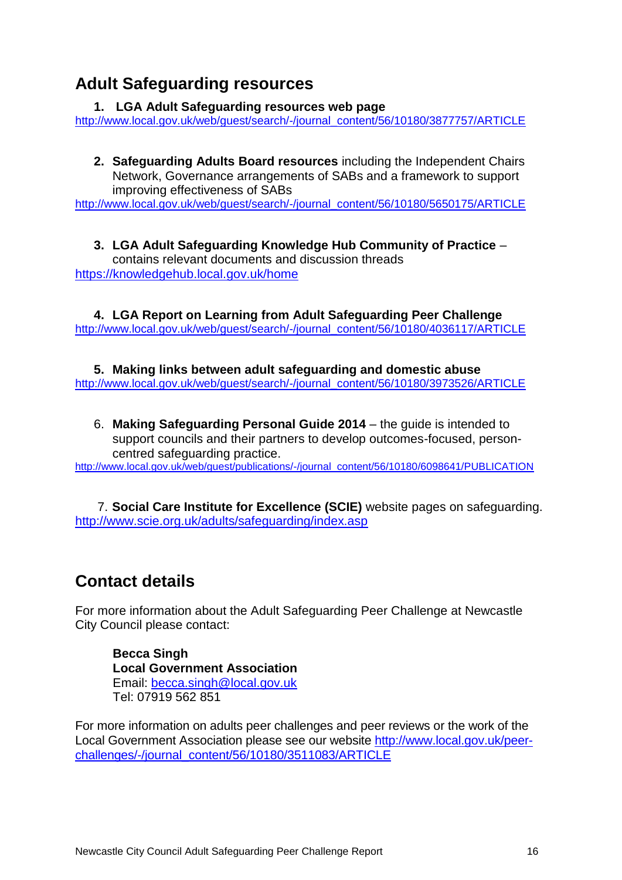## Adult Safeguarding resources

1. **LGA Adult Safeguarding resources web page**
http://www.local.gov.uk/web/guest/search/-/journal_content/56/10180/3877757/ARTICLE

2. **Safeguarding Adults Board resources** including the Independent Chairs Network, Governance arrangements of SABs and a framework to support improving effectiveness of SABs
http://www.local.gov.uk/web/guest/search/-/journal_content/56/10180/5650175/ARTICLE

3. **LGA Adult Safeguarding Knowledge Hub Community of Practice** – contains relevant documents and discussion threads
https://knowledgehub.local.gov.uk/home

4. **LGA Report on Learning from Adult Safeguarding Peer Challenge**
http://www.local.gov.uk/web/guest/search/-/journal_content/56/10180/4036117/ARTICLE

5. **Making links between adult safeguarding and domestic abuse**
http://www.local.gov.uk/web/guest/search/-/journal_content/56/10180/3973526/ARTICLE

6. **Making Safeguarding Personal Guide 2014** – the guide is intended to support councils and their partners to develop outcomes-focused, person-centred safeguarding practice.
http://www.local.gov.uk/web/guest/publications/-/journal_content/56/10180/6098641/PUBLICATION

7. **Social Care Institute for Excellence (SCIE)** website pages on safeguarding.
http://www.scie.org.uk/adults/safeguarding/index.asp

## Contact details

For more information about the Adult Safeguarding Peer Challenge at Newcastle City Council please contact:

**Becca Singh**
**Local Government Association**
Email: becca.singh@local.gov.uk
Tel: 07919 562 851

For more information on adults peer challenges and peer reviews or the work of the Local Government Association please see our website http://www.local.gov.uk/peer-challenges/-/journal_content/56/10180/3511083/ARTICLE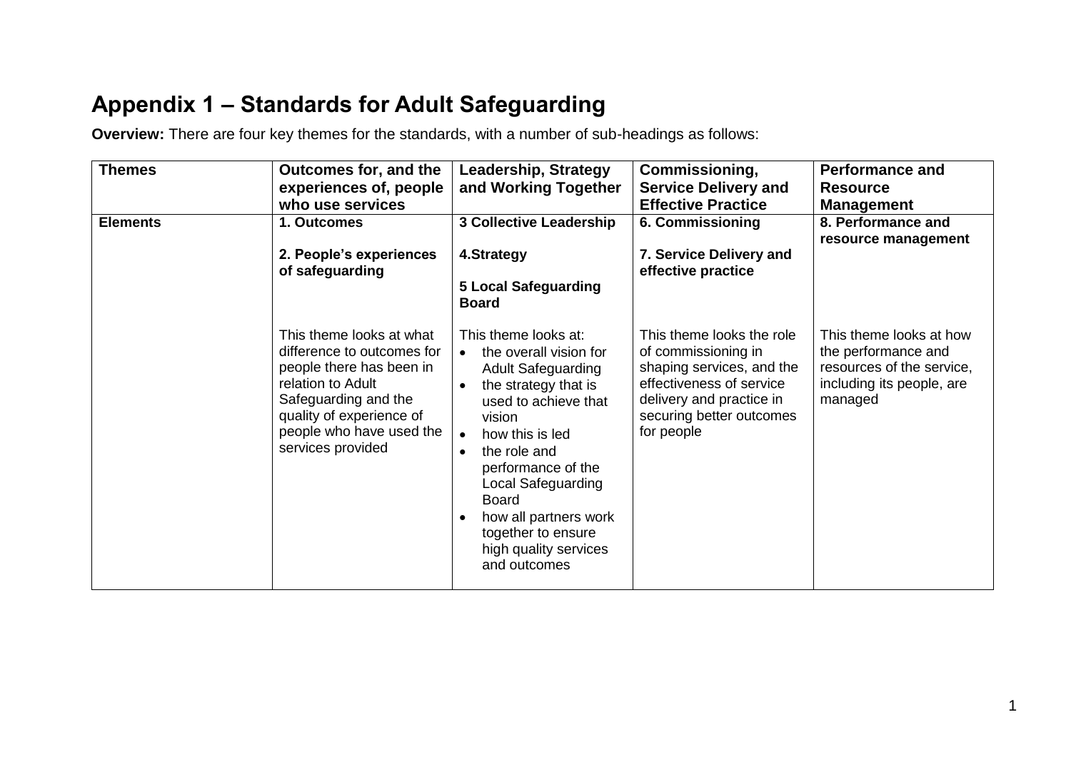# Appendix 1 – Standards for Adult Safeguarding

**Overview:** There are four key themes for the standards, with a number of sub-headings as follows:

| **Themes** | **Outcomes for, and the experiences of, people who use services** | **Leadership, Strategy and Working Together** | **Commissioning, Service Delivery and Effective Practice** | **Performance and Resource Management** |
|---|---|---|---|---|
| **Elements** | **1. Outcomes**<br><br>**2. People's experiences of safeguarding**<br><br>This theme looks at what difference to outcomes for people there has been in relation to Adult Safeguarding and the quality of experience of people who have used the services provided | **3 Collective Leadership**<br><br>**4.Strategy**<br><br>**5 Local Safeguarding Board**<br><br>This theme looks at:<br>• the overall vision for Adult Safeguarding<br>• the strategy that is used to achieve that vision<br>• how this is led<br>• the role and performance of the Local Safeguarding Board<br>• how all partners work together to ensure high quality services and outcomes | **6. Commissioning**<br><br>**7. Service Delivery and effective practice**<br><br>This theme looks the role of commissioning in shaping services, and the effectiveness of service delivery and practice in securing better outcomes for people | **8. Performance and resource management**<br><br>This theme looks at how the performance and resources of the service, including its people, are managed |